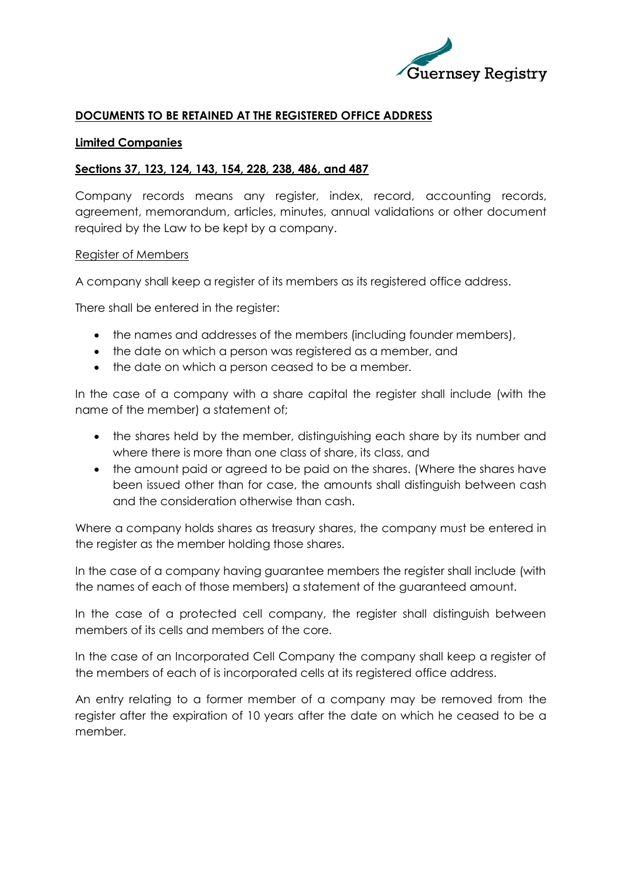**DOCUMENTS TO BE RETAINED AT THE REGISTERED OFFICE ADDRESS**

**Limited Companies**

**Sections 37, 123, 124, 143, 154, 228, 238, 486, and 487**

Company records means any register, index, record, accounting records, agreement, memorandum, articles, minutes, annual validations or other document required by the Law to be kept by a company.

Register of Members

A company shall keep a register of its members as its registered office address.

There shall be entered in the register:

- the names and addresses of the members (including founder members),
- the date on which a person was registered as a member, and
- the date on which a person ceased to be a member.

In the case of a company with a share capital the register shall include (with the name of the member) a statement of;

- the shares held by the member, distinguishing each share by its number and where there is more than one class of share, its class, and
- the amount paid or agreed to be paid on the shares. (Where the shares have been issued other than for case, the amounts shall distinguish between cash and the consideration otherwise than cash.

Where a company holds shares as treasury shares, the company must be entered in the register as the member holding those shares.

In the case of a company having guarantee members the register shall include (with the names of each of those members) a statement of the guaranteed amount.

In the case of a protected cell company, the register shall distinguish between members of its cells and members of the core.

In the case of an Incorporated Cell Company the company shall keep a register of the members of each of is incorporated cells at its registered office address.

An entry relating to a former member of a company may be removed from the register after the expiration of 10 years after the date on which he ceased to be a member.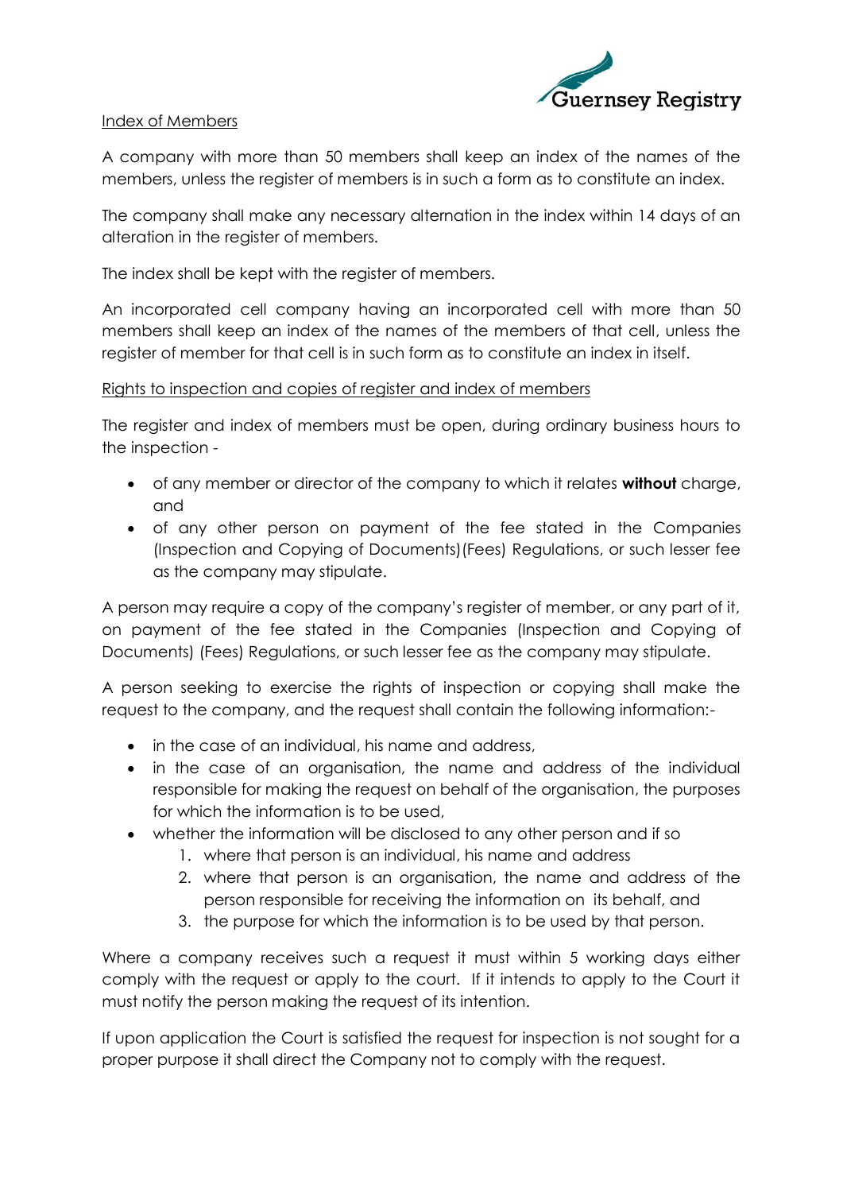Index of Members

A company with more than 50 members shall keep an index of the names of the members, unless the register of members is in such a form as to constitute an index.

The company shall make any necessary alternation in the index within 14 days of an alteration in the register of members.

The index shall be kept with the register of members.

An incorporated cell company having an incorporated cell with more than 50 members shall keep an index of the names of the members of that cell, unless the register of member for that cell is in such form as to constitute an index in itself.

Rights to inspection and copies of register and index of members

The register and index of members must be open, during ordinary business hours to the inspection -

- of any member or director of the company to which it relates **without** charge, and
- of any other person on payment of the fee stated in the Companies (Inspection and Copying of Documents)(Fees) Regulations, or such lesser fee as the company may stipulate.

A person may require a copy of the company's register of member, or any part of it, on payment of the fee stated in the Companies (Inspection and Copying of Documents) (Fees) Regulations, or such lesser fee as the company may stipulate.

A person seeking to exercise the rights of inspection or copying shall make the request to the company, and the request shall contain the following information:-

- in the case of an individual, his name and address,
- in the case of an organisation, the name and address of the individual responsible for making the request on behalf of the organisation, the purposes for which the information is to be used,
- whether the information will be disclosed to any other person and if so
    1. where that person is an individual, his name and address
    2. where that person is an organisation, the name and address of the person responsible for receiving the information on its behalf, and
    3. the purpose for which the information is to be used by that person.

Where a company receives such a request it must within 5 working days either comply with the request or apply to the court. If it intends to apply to the Court it must notify the person making the request of its intention.

If upon application the Court is satisfied the request for inspection is not sought for a proper purpose it shall direct the Company not to comply with the request.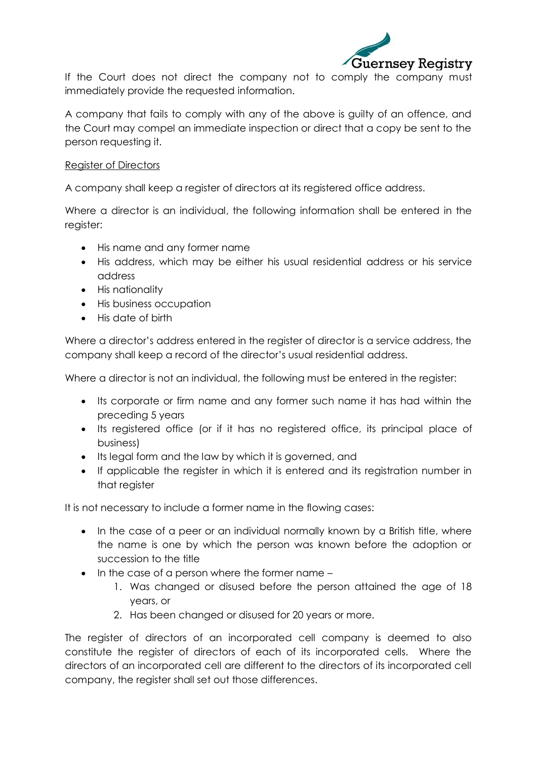If the Court does not direct the company not to comply the company must immediately provide the requested information.

A company that fails to comply with any of the above is guilty of an offence, and the Court may compel an immediate inspection or direct that a copy be sent to the person requesting it.

<u>Register of Directors</u>

A company shall keep a register of directors at its registered office address.

Where a director is an individual, the following information shall be entered in the register:

- His name and any former name
- His address, which may be either his usual residential address or his service address
- His nationality
- His business occupation
- His date of birth

Where a director's address entered in the register of director is a service address, the company shall keep a record of the director's usual residential address.

Where a director is not an individual, the following must be entered in the register:

- Its corporate or firm name and any former such name it has had within the preceding 5 years
- Its registered office (or if it has no registered office, its principal place of business)
- Its legal form and the law by which it is governed, and
- If applicable the register in which it is entered and its registration number in that register

It is not necessary to include a former name in the flowing cases:

- In the case of a peer or an individual normally known by a British title, where the name is one by which the person was known before the adoption or succession to the title
- In the case of a person where the former name –
  1. Was changed or disused before the person attained the age of 18 years, or
  2. Has been changed or disused for 20 years or more.

The register of directors of an incorporated cell company is deemed to also constitute the register of directors of each of its incorporated cells. Where the directors of an incorporated cell are different to the directors of its incorporated cell company, the register shall set out those differences.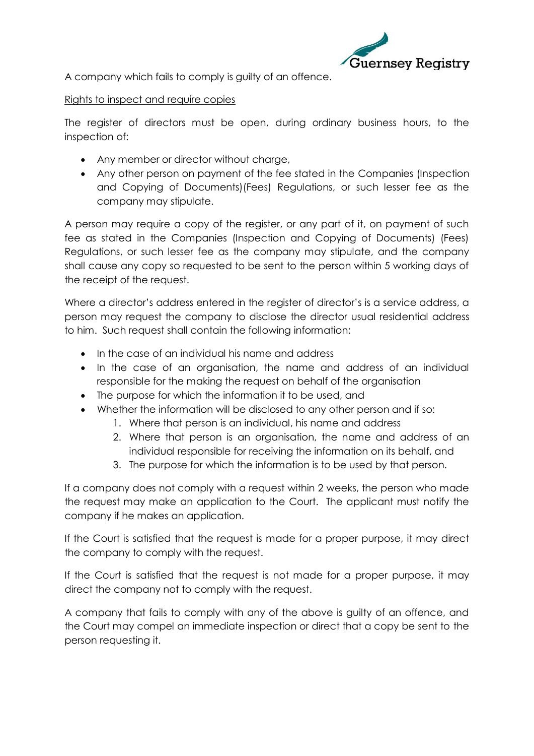A company which fails to comply is guilty of an offence.

<u>Rights to inspect and require copies</u>

The register of directors must be open, during ordinary business hours, to the inspection of:

- Any member or director without charge,
- Any other person on payment of the fee stated in the Companies (Inspection and Copying of Documents)(Fees) Regulations, or such lesser fee as the company may stipulate.

A person may require a copy of the register, or any part of it, on payment of such fee as stated in the Companies (Inspection and Copying of Documents) (Fees) Regulations, or such lesser fee as the company may stipulate, and the company shall cause any copy so requested to be sent to the person within 5 working days of the receipt of the request.

Where a director's address entered in the register of director's is a service address, a person may request the company to disclose the director usual residential address to him. Such request shall contain the following information:

- In the case of an individual his name and address
- In the case of an organisation, the name and address of an individual responsible for the making the request on behalf of the organisation
- The purpose for which the information it to be used, and
- Whether the information will be disclosed to any other person and if so:
    1. Where that person is an individual, his name and address
    2. Where that person is an organisation, the name and address of an individual responsible for receiving the information on its behalf, and
    3. The purpose for which the information is to be used by that person.

If a company does not comply with a request within 2 weeks, the person who made the request may make an application to the Court. The applicant must notify the company if he makes an application.

If the Court is satisfied that the request is made for a proper purpose, it may direct the company to comply with the request.

If the Court is satisfied that the request is not made for a proper purpose, it may direct the company not to comply with the request.

A company that fails to comply with any of the above is guilty of an offence, and the Court may compel an immediate inspection or direct that a copy be sent to the person requesting it.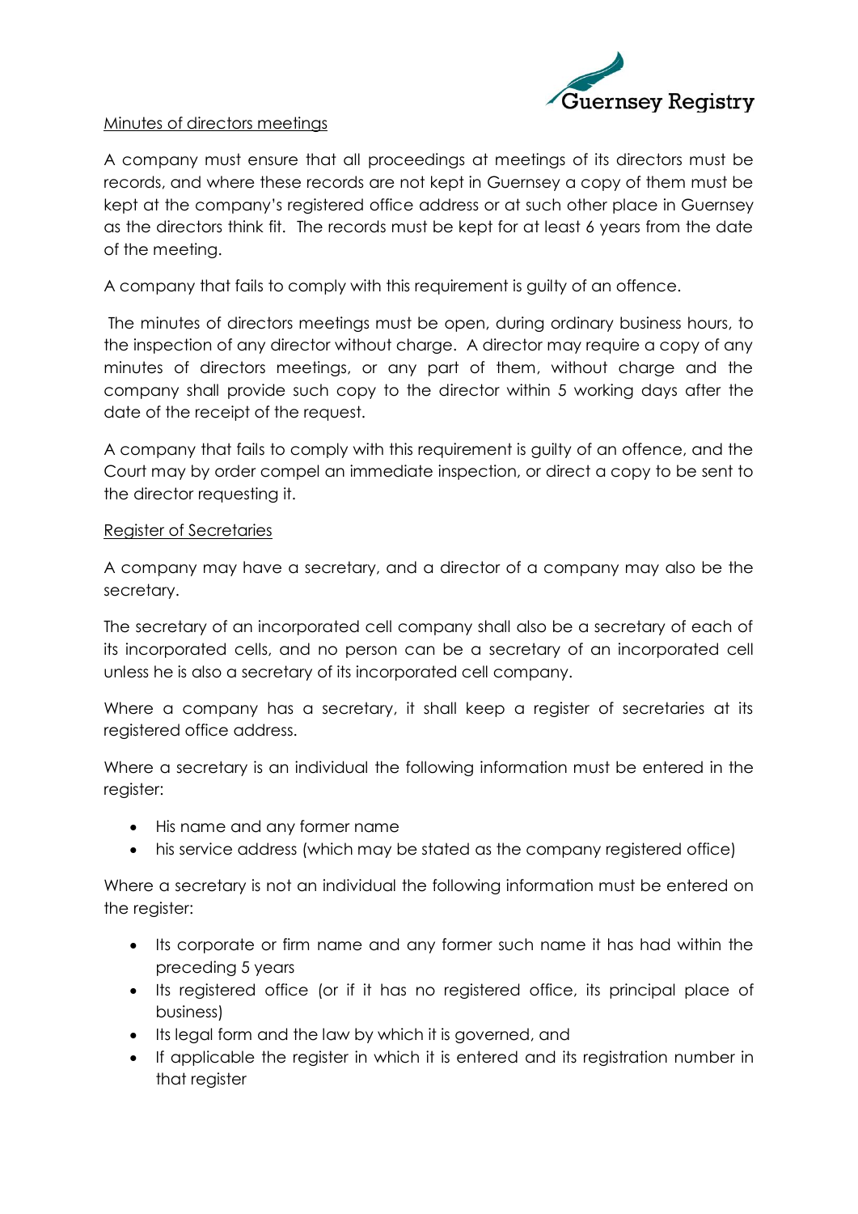Minutes of directors meetings

A company must ensure that all proceedings at meetings of its directors must be records, and where these records are not kept in Guernsey a copy of them must be kept at the company's registered office address or at such other place in Guernsey as the directors think fit. The records must be kept for at least 6 years from the date of the meeting.

A company that fails to comply with this requirement is guilty of an offence.

The minutes of directors meetings must be open, during ordinary business hours, to the inspection of any director without charge. A director may require a copy of any minutes of directors meetings, or any part of them, without charge and the company shall provide such copy to the director within 5 working days after the date of the receipt of the request.

A company that fails to comply with this requirement is guilty of an offence, and the Court may by order compel an immediate inspection, or direct a copy to be sent to the director requesting it.

Register of Secretaries

A company may have a secretary, and a director of a company may also be the secretary.

The secretary of an incorporated cell company shall also be a secretary of each of its incorporated cells, and no person can be a secretary of an incorporated cell unless he is also a secretary of its incorporated cell company.

Where a company has a secretary, it shall keep a register of secretaries at its registered office address.

Where a secretary is an individual the following information must be entered in the register:

- His name and any former name
- his service address (which may be stated as the company registered office)

Where a secretary is not an individual the following information must be entered on the register:

- Its corporate or firm name and any former such name it has had within the preceding 5 years
- Its registered office (or if it has no registered office, its principal place of business)
- Its legal form and the law by which it is governed, and
- If applicable the register in which it is entered and its registration number in that register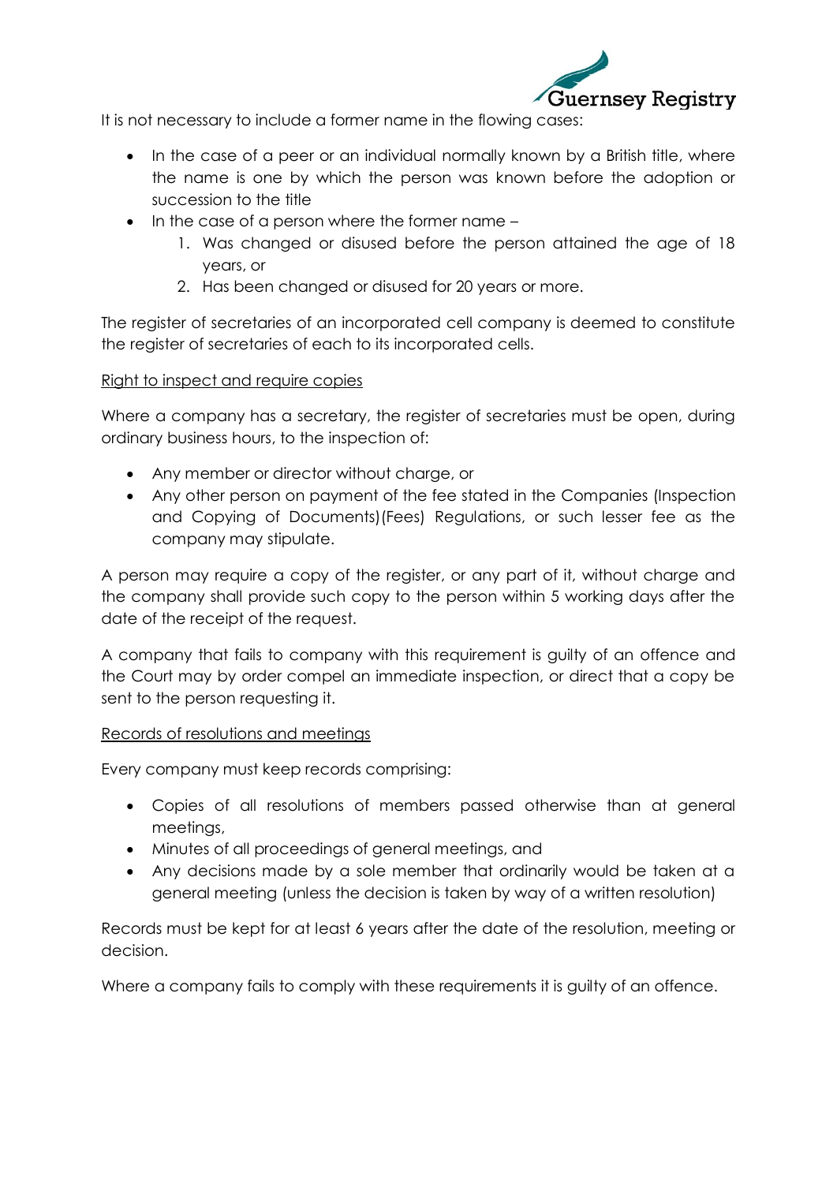It is not necessary to include a former name in the flowing cases:

- In the case of a peer or an individual normally known by a British title, where the name is one by which the person was known before the adoption or succession to the title
- In the case of a person where the former name –
  1. Was changed or disused before the person attained the age of 18 years, or
  2. Has been changed or disused for 20 years or more.

The register of secretaries of an incorporated cell company is deemed to constitute the register of secretaries of each to its incorporated cells.

<u>Right to inspect and require copies</u>

Where a company has a secretary, the register of secretaries must be open, during ordinary business hours, to the inspection of:

- Any member or director without charge, or
- Any other person on payment of the fee stated in the Companies (Inspection and Copying of Documents)(Fees) Regulations, or such lesser fee as the company may stipulate.

A person may require a copy of the register, or any part of it, without charge and the company shall provide such copy to the person within 5 working days after the date of the receipt of the request.

A company that fails to company with this requirement is guilty of an offence and the Court may by order compel an immediate inspection, or direct that a copy be sent to the person requesting it.

<u>Records of resolutions and meetings</u>

Every company must keep records comprising:

- Copies of all resolutions of members passed otherwise than at general meetings,
- Minutes of all proceedings of general meetings, and
- Any decisions made by a sole member that ordinarily would be taken at a general meeting (unless the decision is taken by way of a written resolution)

Records must be kept for at least 6 years after the date of the resolution, meeting or decision.

Where a company fails to comply with these requirements it is guilty of an offence.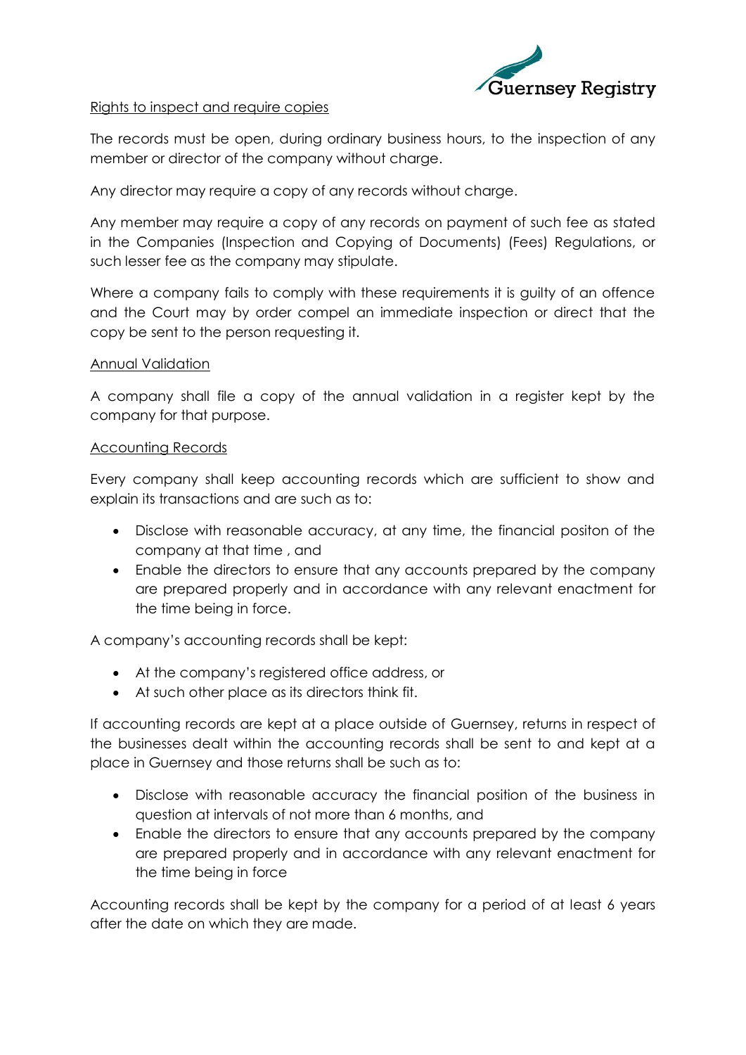Rights to inspect and require copies

The records must be open, during ordinary business hours, to the inspection of any member or director of the company without charge.

Any director may require a copy of any records without charge.

Any member may require a copy of any records on payment of such fee as stated in the Companies (Inspection and Copying of Documents) (Fees) Regulations, or such lesser fee as the company may stipulate.

Where a company fails to comply with these requirements it is guilty of an offence and the Court may by order compel an immediate inspection or direct that the copy be sent to the person requesting it.

Annual Validation

A company shall file a copy of the annual validation in a register kept by the company for that purpose.

Accounting Records

Every company shall keep accounting records which are sufficient to show and explain its transactions and are such as to:

- Disclose with reasonable accuracy, at any time, the financial positon of the company at that time , and
- Enable the directors to ensure that any accounts prepared by the company are prepared properly and in accordance with any relevant enactment for the time being in force.

A company's accounting records shall be kept:

- At the company's registered office address, or
- At such other place as its directors think fit.

If accounting records are kept at a place outside of Guernsey, returns in respect of the businesses dealt within the accounting records shall be sent to and kept at a place in Guernsey and those returns shall be such as to:

- Disclose with reasonable accuracy the financial position of the business in question at intervals of not more than 6 months, and
- Enable the directors to ensure that any accounts prepared by the company are prepared properly and in accordance with any relevant enactment for the time being in force

Accounting records shall be kept by the company for a period of at least 6 years after the date on which they are made.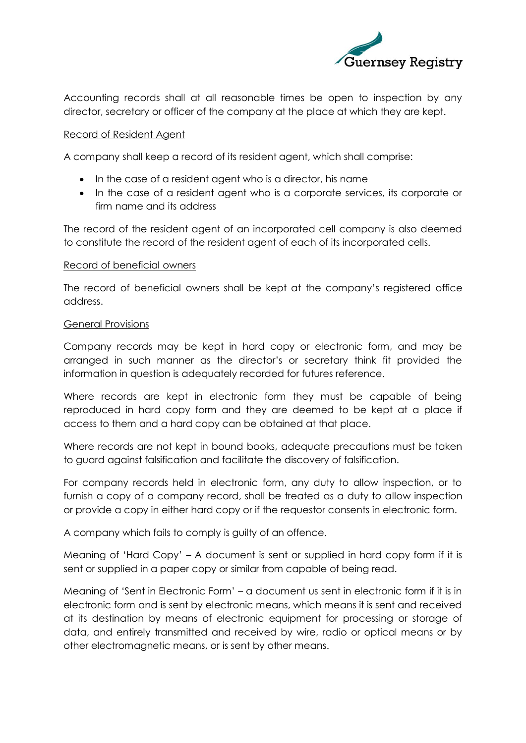Accounting records shall at all reasonable times be open to inspection by any director, secretary or officer of the company at the place at which they are kept.

Record of Resident Agent

A company shall keep a record of its resident agent, which shall comprise:

- In the case of a resident agent who is a director, his name
- In the case of a resident agent who is a corporate services, its corporate or firm name and its address

The record of the resident agent of an incorporated cell company is also deemed to constitute the record of the resident agent of each of its incorporated cells.

Record of beneficial owners

The record of beneficial owners shall be kept at the company's registered office address.

General Provisions

Company records may be kept in hard copy or electronic form, and may be arranged in such manner as the director's or secretary think fit provided the information in question is adequately recorded for futures reference.

Where records are kept in electronic form they must be capable of being reproduced in hard copy form and they are deemed to be kept at a place if access to them and a hard copy can be obtained at that place.

Where records are not kept in bound books, adequate precautions must be taken to guard against falsification and facilitate the discovery of falsification.

For company records held in electronic form, any duty to allow inspection, or to furnish a copy of a company record, shall be treated as a duty to allow inspection or provide a copy in either hard copy or if the requestor consents in electronic form.

A company which fails to comply is guilty of an offence.

Meaning of 'Hard Copy' – A document is sent or supplied in hard copy form if it is sent or supplied in a paper copy or similar from capable of being read.

Meaning of 'Sent in Electronic Form' – a document us sent in electronic form if it is in electronic form and is sent by electronic means, which means it is sent and received at its destination by means of electronic equipment for processing or storage of data, and entirely transmitted and received by wire, radio or optical means or by other electromagnetic means, or is sent by other means.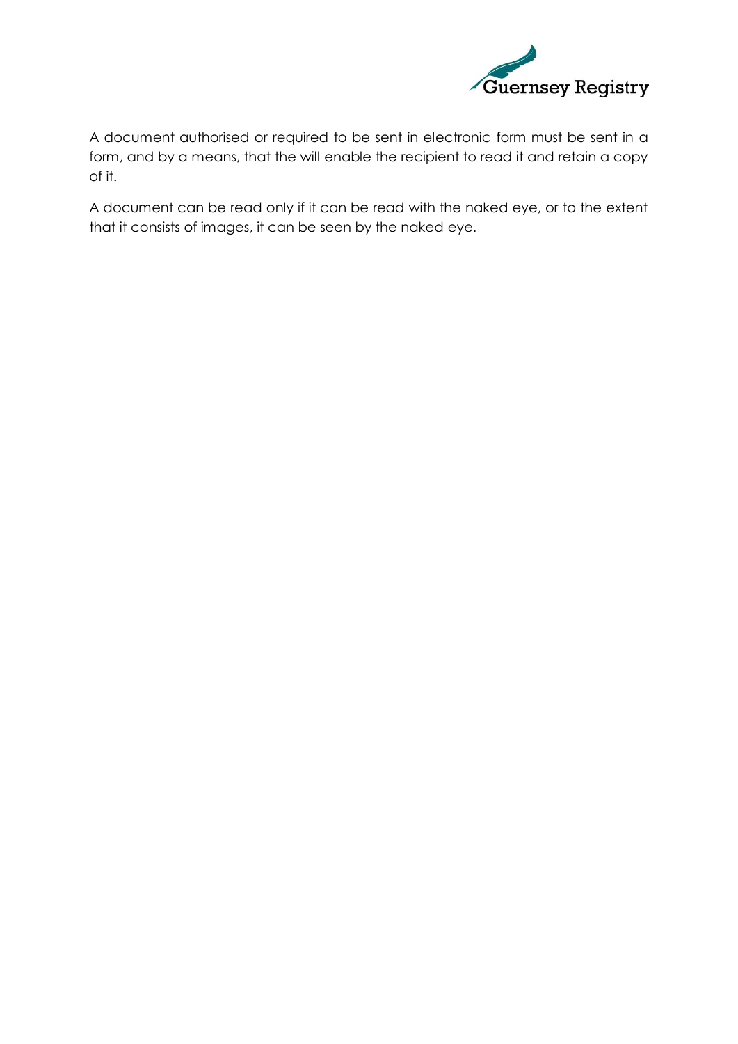A document authorised or required to be sent in electronic form must be sent in a form, and by a means, that the will enable the recipient to read it and retain a copy of it.

A document can be read only if it can be read with the naked eye, or to the extent that it consists of images, it can be seen by the naked eye.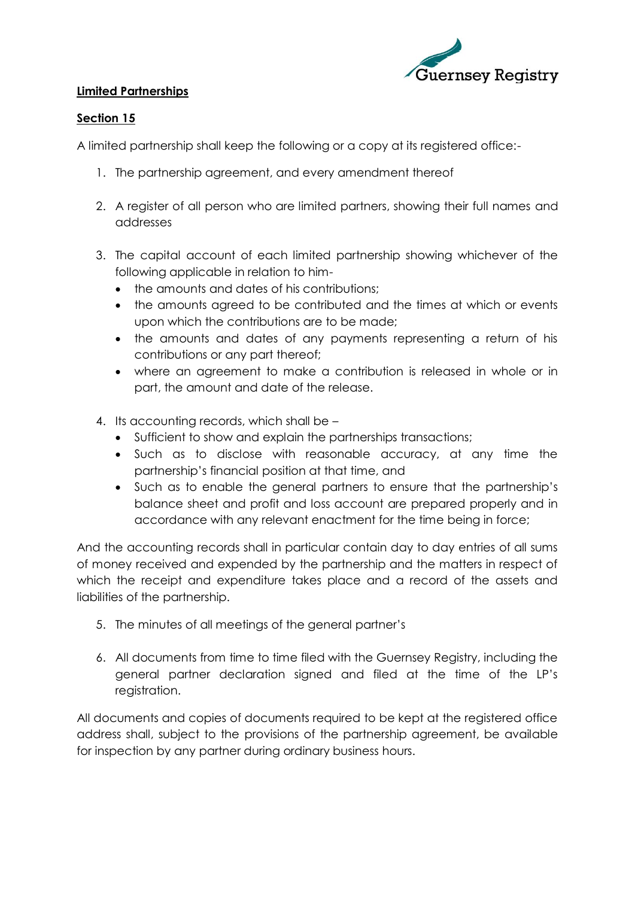**Limited Partnerships**

**Section 15**

A limited partnership shall keep the following or a copy at its registered office:-

1. The partnership agreement, and every amendment thereof

2. A register of all person who are limited partners, showing their full names and addresses

3. The capital account of each limited partnership showing whichever of the following applicable in relation to him-
   - the amounts and dates of his contributions;
   - the amounts agreed to be contributed and the times at which or events upon which the contributions are to be made;
   - the amounts and dates of any payments representing a return of his contributions or any part thereof;
   - where an agreement to make a contribution is released in whole or in part, the amount and date of the release.

4. Its accounting records, which shall be –
   - Sufficient to show and explain the partnerships transactions;
   - Such as to disclose with reasonable accuracy, at any time the partnership's financial position at that time, and
   - Such as to enable the general partners to ensure that the partnership's balance sheet and profit and loss account are prepared properly and in accordance with any relevant enactment for the time being in force;

And the accounting records shall in particular contain day to day entries of all sums of money received and expended by the partnership and the matters in respect of which the receipt and expenditure takes place and a record of the assets and liabilities of the partnership.

5. The minutes of all meetings of the general partner's

6. All documents from time to time filed with the Guernsey Registry, including the general partner declaration signed and filed at the time of the LP's registration.

All documents and copies of documents required to be kept at the registered office address shall, subject to the provisions of the partnership agreement, be available for inspection by any partner during ordinary business hours.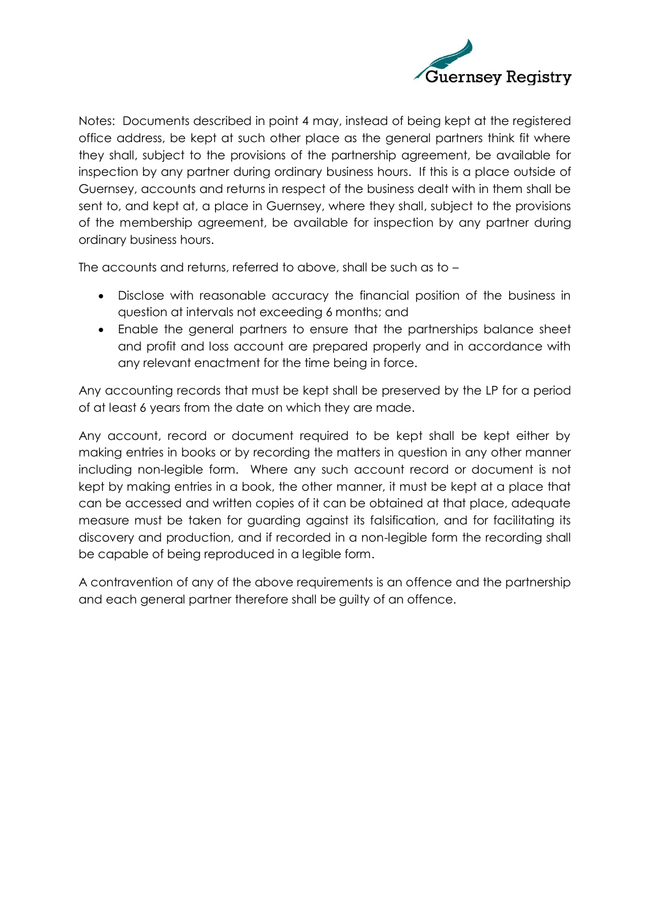Notes: Documents described in point 4 may, instead of being kept at the registered office address, be kept at such other place as the general partners think fit where they shall, subject to the provisions of the partnership agreement, be available for inspection by any partner during ordinary business hours. If this is a place outside of Guernsey, accounts and returns in respect of the business dealt with in them shall be sent to, and kept at, a place in Guernsey, where they shall, subject to the provisions of the membership agreement, be available for inspection by any partner during ordinary business hours.

The accounts and returns, referred to above, shall be such as to –

- Disclose with reasonable accuracy the financial position of the business in question at intervals not exceeding 6 months; and
- Enable the general partners to ensure that the partnerships balance sheet and profit and loss account are prepared properly and in accordance with any relevant enactment for the time being in force.

Any accounting records that must be kept shall be preserved by the LP for a period of at least 6 years from the date on which they are made.

Any account, record or document required to be kept shall be kept either by making entries in books or by recording the matters in question in any other manner including non-legible form. Where any such account record or document is not kept by making entries in a book, the other manner, it must be kept at a place that can be accessed and written copies of it can be obtained at that place, adequate measure must be taken for guarding against its falsification, and for facilitating its discovery and production, and if recorded in a non-legible form the recording shall be capable of being reproduced in a legible form.

A contravention of any of the above requirements is an offence and the partnership and each general partner therefore shall be guilty of an offence.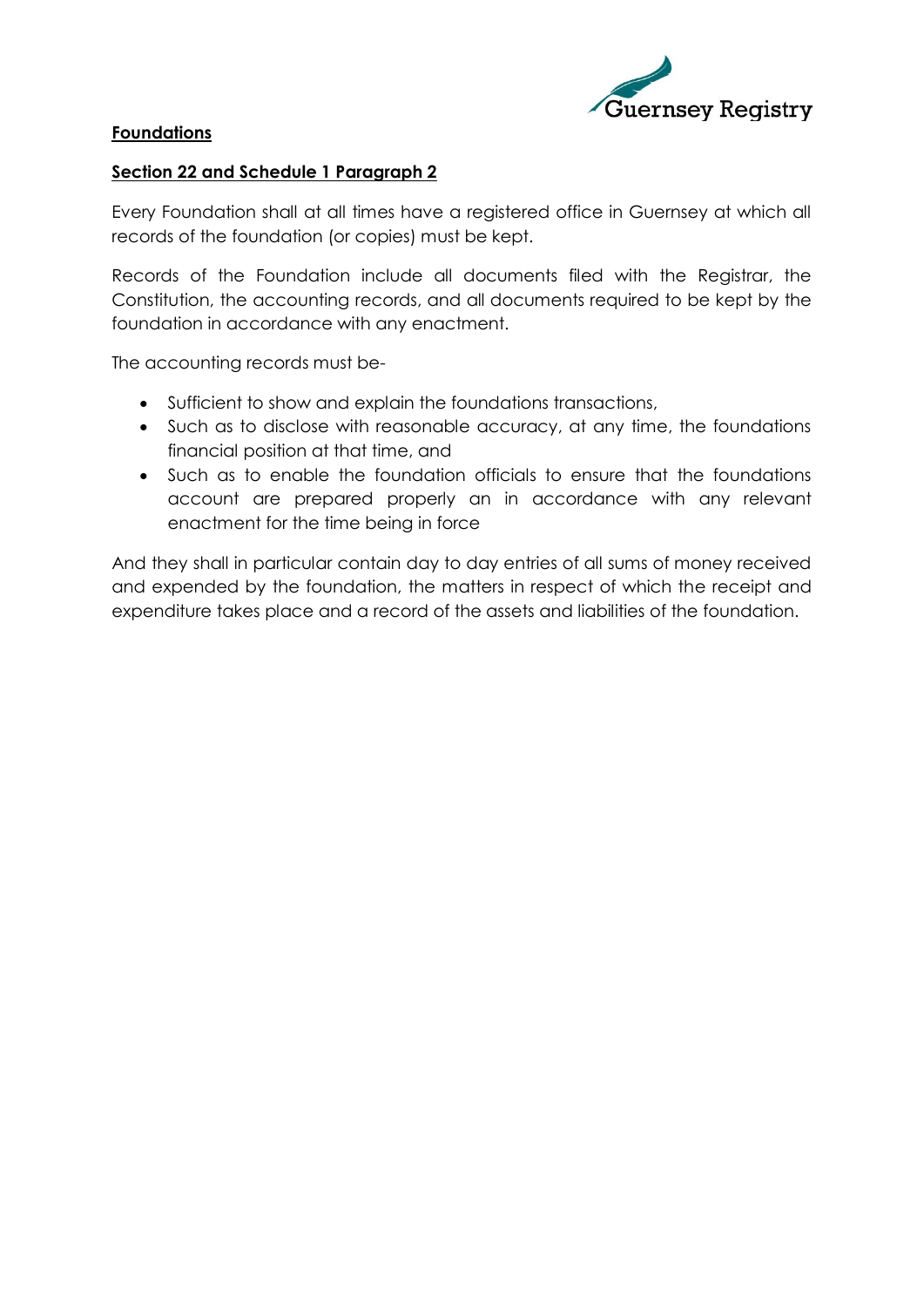**Foundations**

**Section 22 and Schedule 1 Paragraph 2**

Every Foundation shall at all times have a registered office in Guernsey at which all records of the foundation (or copies) must be kept.

Records of the Foundation include all documents filed with the Registrar, the Constitution, the accounting records, and all documents required to be kept by the foundation in accordance with any enactment.

The accounting records must be-

- Sufficient to show and explain the foundations transactions,
- Such as to disclose with reasonable accuracy, at any time, the foundations financial position at that time, and
- Such as to enable the foundation officials to ensure that the foundations account are prepared properly an in accordance with any relevant enactment for the time being in force

And they shall in particular contain day to day entries of all sums of money received and expended by the foundation, the matters in respect of which the receipt and expenditure takes place and a record of the assets and liabilities of the foundation.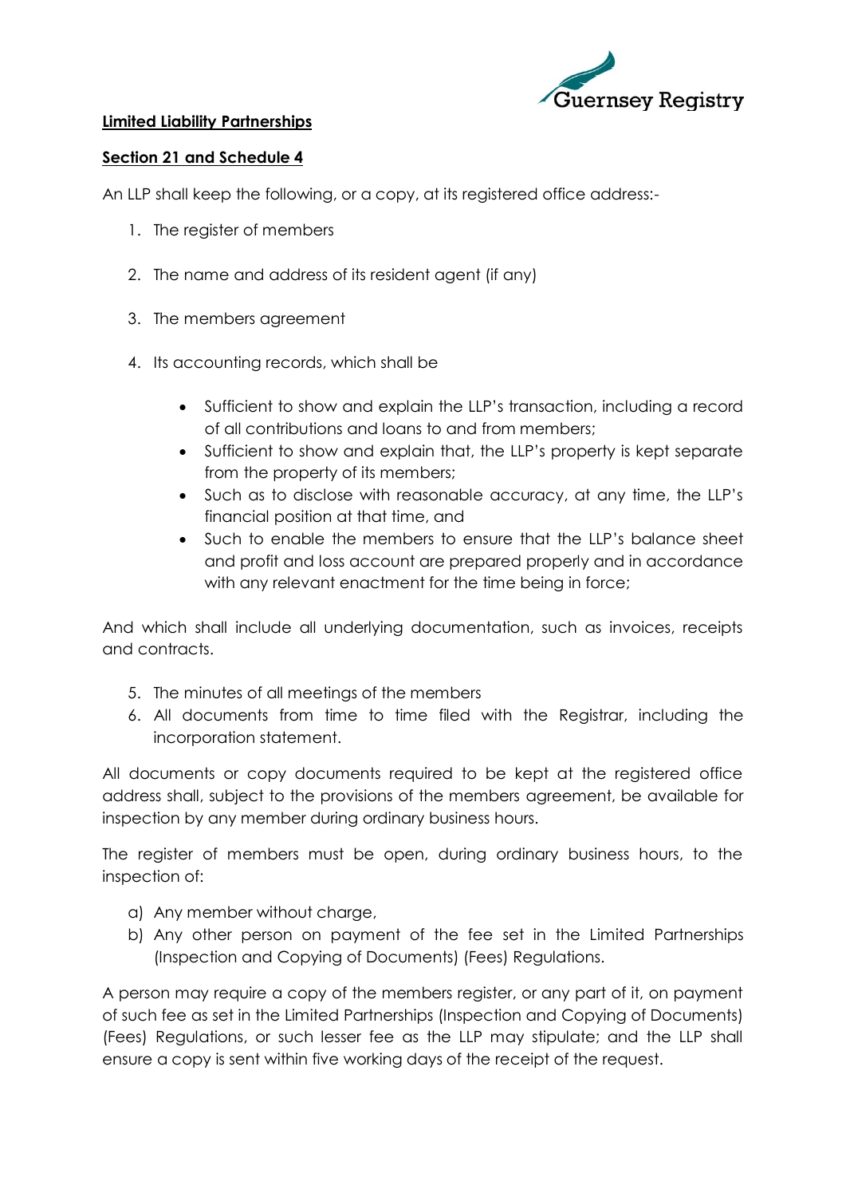**Limited Liability Partnerships**

**Section 21 and Schedule 4**

An LLP shall keep the following, or a copy, at its registered office address:-

1. The register of members
2. The name and address of its resident agent (if any)
3. The members agreement
4. Its accounting records, which shall be
    - Sufficient to show and explain the LLP's transaction, including a record of all contributions and loans to and from members;
    - Sufficient to show and explain that, the LLP's property is kept separate from the property of its members;
    - Such as to disclose with reasonable accuracy, at any time, the LLP's financial position at that time, and
    - Such to enable the members to ensure that the LLP's balance sheet and profit and loss account are prepared properly and in accordance with any relevant enactment for the time being in force;

And which shall include all underlying documentation, such as invoices, receipts and contracts.

5. The minutes of all meetings of the members
6. All documents from time to time filed with the Registrar, including the incorporation statement.

All documents or copy documents required to be kept at the registered office address shall, subject to the provisions of the members agreement, be available for inspection by any member during ordinary business hours.

The register of members must be open, during ordinary business hours, to the inspection of:

a) Any member without charge,
b) Any other person on payment of the fee set in the Limited Partnerships (Inspection and Copying of Documents) (Fees) Regulations.

A person may require a copy of the members register, or any part of it, on payment of such fee as set in the Limited Partnerships (Inspection and Copying of Documents) (Fees) Regulations, or such lesser fee as the LLP may stipulate; and the LLP shall ensure a copy is sent within five working days of the receipt of the request.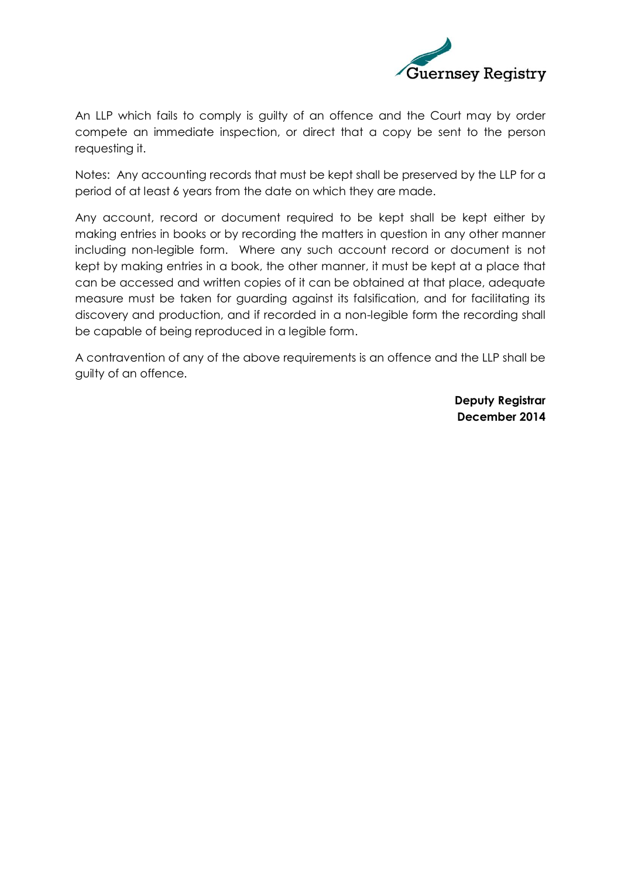An LLP which fails to comply is guilty of an offence and the Court may by order compete an immediate inspection, or direct that a copy be sent to the person requesting it.

Notes: Any accounting records that must be kept shall be preserved by the LLP for a period of at least 6 years from the date on which they are made.

Any account, record or document required to be kept shall be kept either by making entries in books or by recording the matters in question in any other manner including non-legible form. Where any such account record or document is not kept by making entries in a book, the other manner, it must be kept at a place that can be accessed and written copies of it can be obtained at that place, adequate measure must be taken for guarding against its falsification, and for facilitating its discovery and production, and if recorded in a non-legible form the recording shall be capable of being reproduced in a legible form.

A contravention of any of the above requirements is an offence and the LLP shall be guilty of an offence.

**Deputy Registrar**
**December 2014**